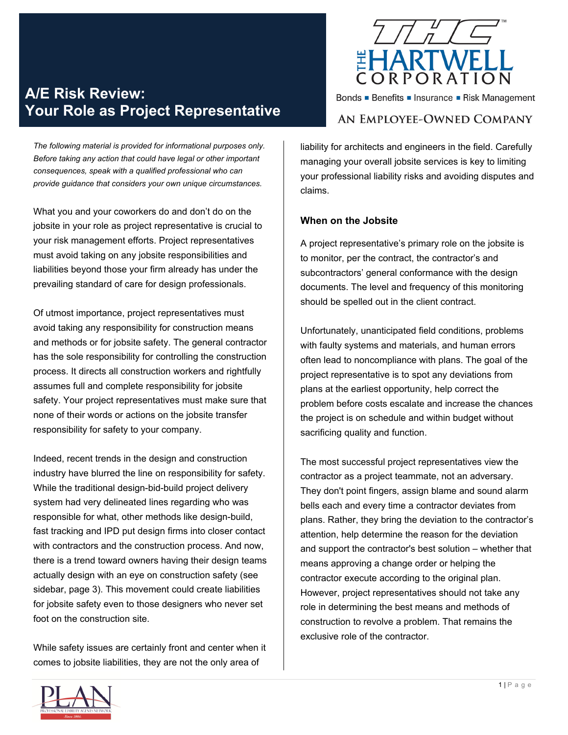# A/E Risk Review: Your Role as Project Representative

THC THE HARTWELL CORPORATION

Bonds ▪ Benefits ▪ Insurance ▪ Risk Management

AN EMPLOYEE-OWNED COMPANY

*The following material is provided for informational purposes only. Before taking any action that could have legal or other important consequences, speak with a qualified professional who can provide guidance that considers your own unique circumstances.*

What you and your coworkers do and don't do on the jobsite in your role as project representative is crucial to your risk management efforts. Project representatives must avoid taking on any jobsite responsibilities and liabilities beyond those your firm already has under the prevailing standard of care for design professionals.

Of utmost importance, project representatives must avoid taking any responsibility for construction means and methods or for jobsite safety. The general contractor has the sole responsibility for controlling the construction process. It directs all construction workers and rightfully assumes full and complete responsibility for jobsite safety. Your project representatives must make sure that none of their words or actions on the jobsite transfer responsibility for safety to your company.

Indeed, recent trends in the design and construction industry have blurred the line on responsibility for safety. While the traditional design-bid-build project delivery system had very delineated lines regarding who was responsible for what, other methods like design-build, fast tracking and IPD put design firms into closer contact with contractors and the construction process. And now, there is a trend toward owners having their design teams actually design with an eye on construction safety (see sidebar, page 3). This movement could create liabilities for jobsite safety even to those designers who never set foot on the construction site.

While safety issues are certainly front and center when it comes to jobsite liabilities, they are not the only area of liability for architects and engineers in the field. Carefully managing your overall jobsite services is key to limiting your professional liability risks and avoiding disputes and claims.

## When on the Jobsite

A project representative's primary role on the jobsite is to monitor, per the contract, the contractor's and subcontractors' general conformance with the design documents. The level and frequency of this monitoring should be spelled out in the client contract.

Unfortunately, unanticipated field conditions, problems with faulty systems and materials, and human errors often lead to noncompliance with plans. The goal of the project representative is to spot any deviations from plans at the earliest opportunity, help correct the problem before costs escalate and increase the chances the project is on schedule and within budget without sacrificing quality and function.

The most successful project representatives view the contractor as a project teammate, not an adversary. They don't point fingers, assign blame and sound alarm bells each and every time a contractor deviates from plans. Rather, they bring the deviation to the contractor's attention, help determine the reason for the deviation and support the contractor's best solution – whether that means approving a change order or helping the contractor execute according to the original plan. However, project representatives should not take any role in determining the best means and methods of construction to revolve a problem. That remains the exclusive role of the contractor.

PLAN PROFESSIONAL LIABILITY AGENTS NETWORK -Since 1984-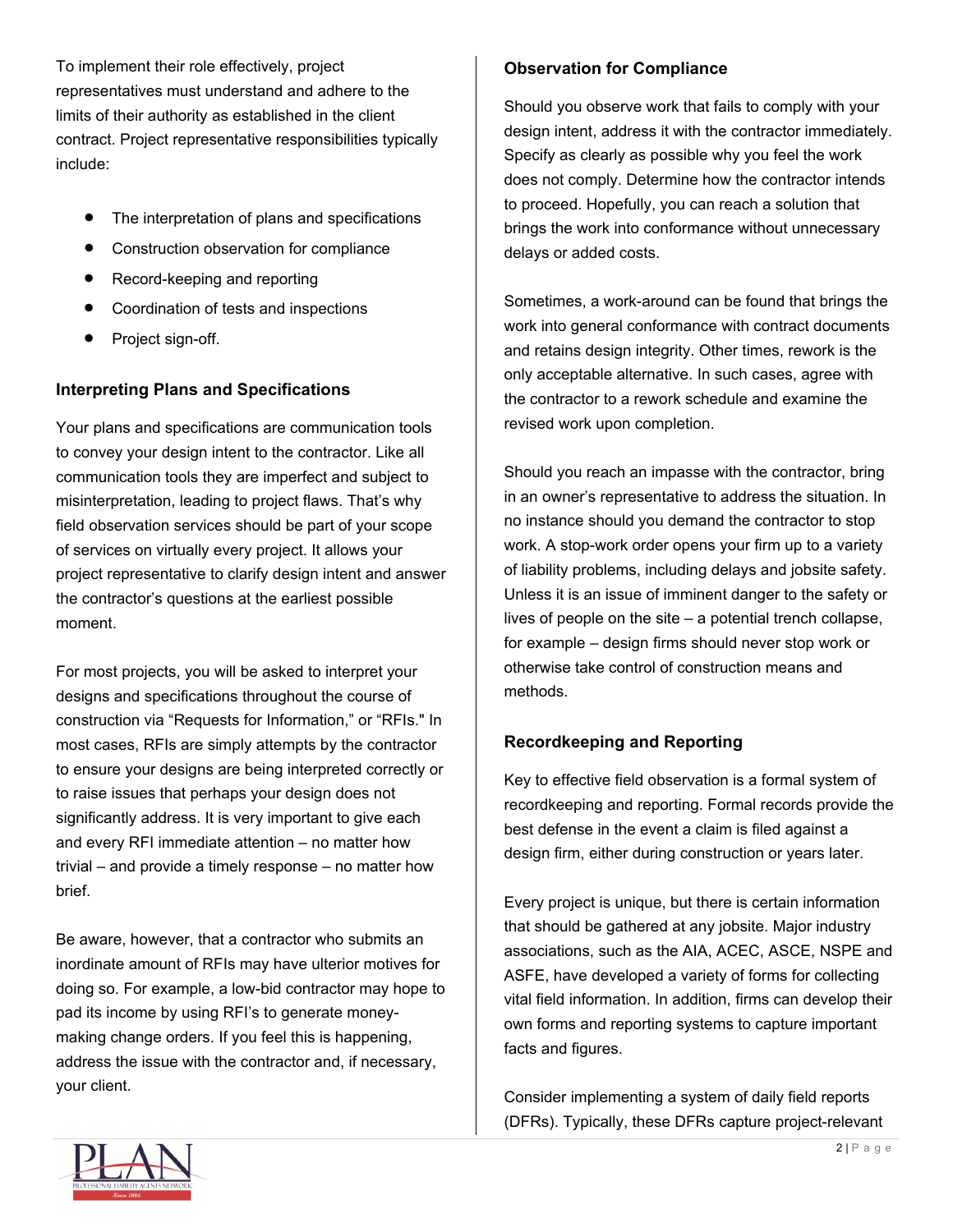To implement their role effectively, project representatives must understand and adhere to the limits of their authority as established in the client contract. Project representative responsibilities typically include:

- The interpretation of plans and specifications
- Construction observation for compliance
- Record-keeping and reporting
- Coordination of tests and inspections
- Project sign-off.

### Interpreting Plans and Specifications

Your plans and specifications are communication tools to convey your design intent to the contractor. Like all communication tools they are imperfect and subject to misinterpretation, leading to project flaws. That's why field observation services should be part of your scope of services on virtually every project. It allows your project representative to clarify design intent and answer the contractor's questions at the earliest possible moment.

For most projects, you will be asked to interpret your designs and specifications throughout the course of construction via "Requests for Information," or "RFIs." In most cases, RFIs are simply attempts by the contractor to ensure your designs are being interpreted correctly or to raise issues that perhaps your design does not significantly address. It is very important to give each and every RFI immediate attention – no matter how trivial – and provide a timely response – no matter how brief.

Be aware, however, that a contractor who submits an inordinate amount of RFIs may have ulterior motives for doing so. For example, a low-bid contractor may hope to pad its income by using RFI's to generate money-making change orders. If you feel this is happening, address the issue with the contractor and, if necessary, your client.

### Observation for Compliance

Should you observe work that fails to comply with your design intent, address it with the contractor immediately. Specify as clearly as possible why you feel the work does not comply. Determine how the contractor intends to proceed. Hopefully, you can reach a solution that brings the work into conformance without unnecessary delays or added costs.

Sometimes, a work-around can be found that brings the work into general conformance with contract documents and retains design integrity. Other times, rework is the only acceptable alternative. In such cases, agree with the contractor to a rework schedule and examine the revised work upon completion.

Should you reach an impasse with the contractor, bring in an owner's representative to address the situation. In no instance should you demand the contractor to stop work. A stop-work order opens your firm up to a variety of liability problems, including delays and jobsite safety. Unless it is an issue of imminent danger to the safety or lives of people on the site – a potential trench collapse, for example – design firms should never stop work or otherwise take control of construction means and methods.

### Recordkeeping and Reporting

Key to effective field observation is a formal system of recordkeeping and reporting. Formal records provide the best defense in the event a claim is filed against a design firm, either during construction or years later.

Every project is unique, but there is certain information that should be gathered at any jobsite. Major industry associations, such as the AIA, ACEC, ASCE, NSPE and ASFE, have developed a variety of forms for collecting vital field information. In addition, firms can develop their own forms and reporting systems to capture important facts and figures.

Consider implementing a system of daily field reports (DFRs). Typically, these DFRs capture project-relevant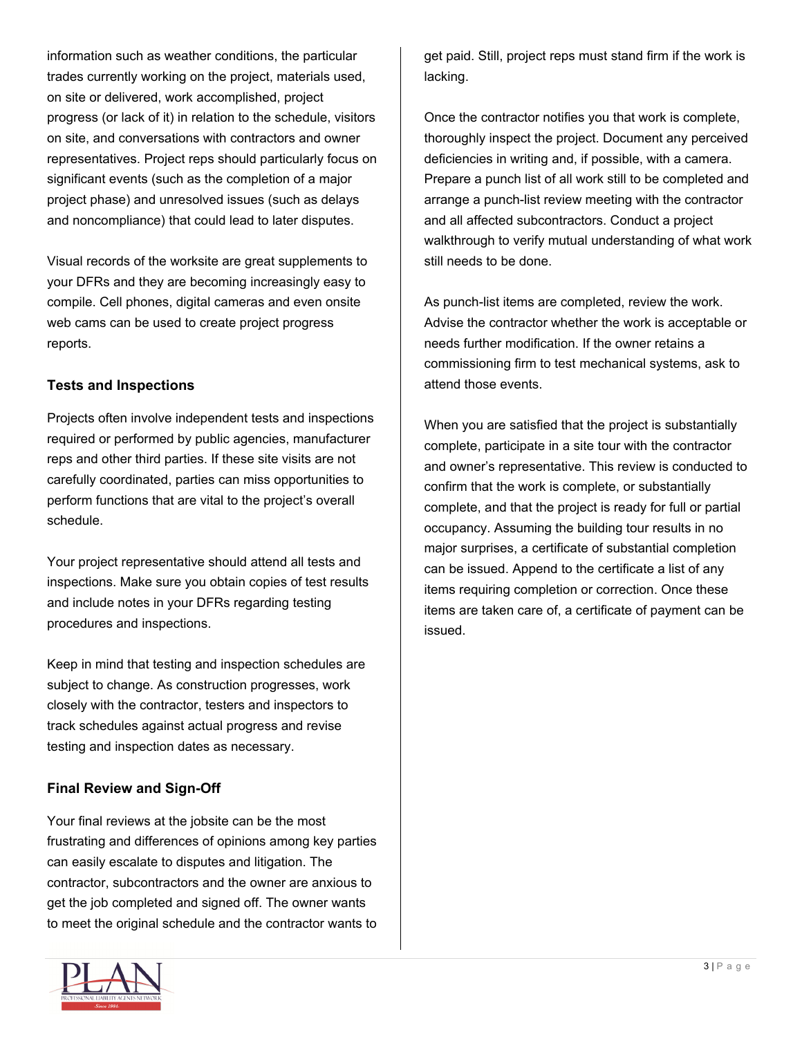information such as weather conditions, the particular trades currently working on the project, materials used, on site or delivered, work accomplished, project progress (or lack of it) in relation to the schedule, visitors on site, and conversations with contractors and owner representatives. Project reps should particularly focus on significant events (such as the completion of a major project phase) and unresolved issues (such as delays and noncompliance) that could lead to later disputes.

Visual records of the worksite are great supplements to your DFRs and they are becoming increasingly easy to compile. Cell phones, digital cameras and even onsite web cams can be used to create project progress reports.

### Tests and Inspections

Projects often involve independent tests and inspections required or performed by public agencies, manufacturer reps and other third parties. If these site visits are not carefully coordinated, parties can miss opportunities to perform functions that are vital to the project's overall schedule.

Your project representative should attend all tests and inspections. Make sure you obtain copies of test results and include notes in your DFRs regarding testing procedures and inspections.

Keep in mind that testing and inspection schedules are subject to change. As construction progresses, work closely with the contractor, testers and inspectors to track schedules against actual progress and revise testing and inspection dates as necessary.

### Final Review and Sign-Off

Your final reviews at the jobsite can be the most frustrating and differences of opinions among key parties can easily escalate to disputes and litigation. The contractor, subcontractors and the owner are anxious to get the job completed and signed off. The owner wants to meet the original schedule and the contractor wants to get paid. Still, project reps must stand firm if the work is lacking.

Once the contractor notifies you that work is complete, thoroughly inspect the project. Document any perceived deficiencies in writing and, if possible, with a camera. Prepare a punch list of all work still to be completed and arrange a punch-list review meeting with the contractor and all affected subcontractors. Conduct a project walkthrough to verify mutual understanding of what work still needs to be done.

As punch-list items are completed, review the work. Advise the contractor whether the work is acceptable or needs further modification. If the owner retains a commissioning firm to test mechanical systems, ask to attend those events.

When you are satisfied that the project is substantially complete, participate in a site tour with the contractor and owner's representative. This review is conducted to confirm that the work is complete, or substantially complete, and that the project is ready for full or partial occupancy. Assuming the building tour results in no major surprises, a certificate of substantial completion can be issued. Append to the certificate a list of any items requiring completion or correction. Once these items are taken care of, a certificate of payment can be issued.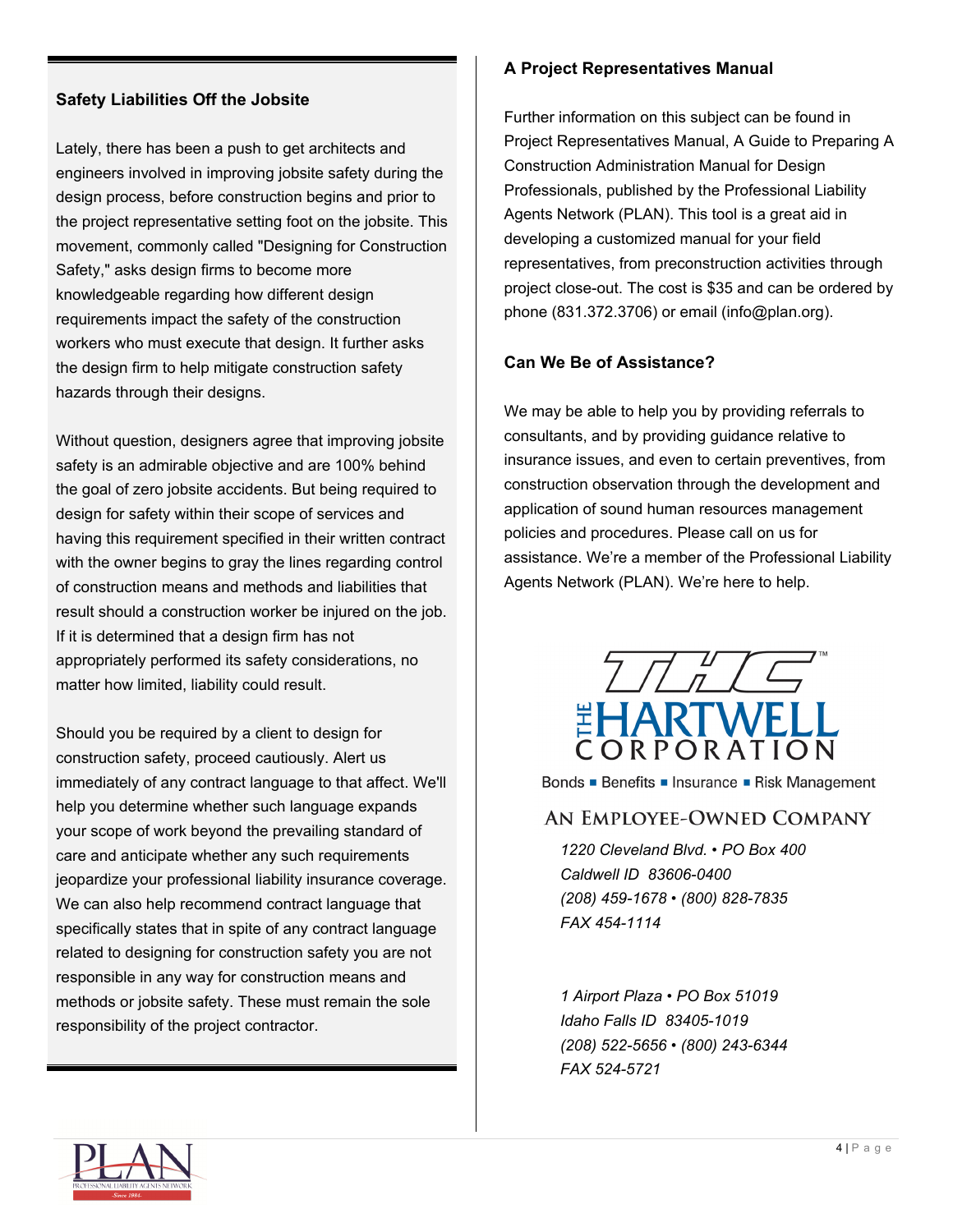## Safety Liabilities Off the Jobsite

Lately, there has been a push to get architects and engineers involved in improving jobsite safety during the design process, before construction begins and prior to the project representative setting foot on the jobsite. This movement, commonly called "Designing for Construction Safety," asks design firms to become more knowledgeable regarding how different design requirements impact the safety of the construction workers who must execute that design. It further asks the design firm to help mitigate construction safety hazards through their designs.

Without question, designers agree that improving jobsite safety is an admirable objective and are 100% behind the goal of zero jobsite accidents. But being required to design for safety within their scope of services and having this requirement specified in their written contract with the owner begins to gray the lines regarding control of construction means and methods and liabilities that result should a construction worker be injured on the job. If it is determined that a design firm has not appropriately performed its safety considerations, no matter how limited, liability could result.

Should you be required by a client to design for construction safety, proceed cautiously. Alert us immediately of any contract language to that affect. We'll help you determine whether such language expands your scope of work beyond the prevailing standard of care and anticipate whether any such requirements jeopardize your professional liability insurance coverage. We can also help recommend contract language that specifically states that in spite of any contract language related to designing for construction safety you are not responsible in any way for construction means and methods or jobsite safety. These must remain the sole responsibility of the project contractor.

## A Project Representatives Manual

Further information on this subject can be found in Project Representatives Manual, A Guide to Preparing A Construction Administration Manual for Design Professionals, published by the Professional Liability Agents Network (PLAN). This tool is a great aid in developing a customized manual for your field representatives, from preconstruction activities through project close-out. The cost is $35 and can be ordered by phone (831.372.3706) or email (info@plan.org).

## Can We Be of Assistance?

We may be able to help you by providing referrals to consultants, and by providing guidance relative to insurance issues, and even to certain preventives, from construction observation through the development and application of sound human resources management policies and procedures. Please call on us for assistance. We're a member of the Professional Liability Agents Network (PLAN). We're here to help.

THC™

THE HARTWELL CORPORATION

Bonds ▪ Benefits ▪ Insurance ▪ Risk Management

AN EMPLOYEE-OWNED COMPANY

*1220 Cleveland Blvd. • PO Box 400*
*Caldwell ID 83606-0400*
*(208) 459-1678 • (800) 828-7835*
*FAX 454-1114*

*1 Airport Plaza • PO Box 51019*
*Idaho Falls ID 83405-1019*
*(208) 522-5656 • (800) 243-6344*
*FAX 524-5721*

PLAN
PROFESSIONAL LIABILITY AGENTS NETWORK
-Since 1984-